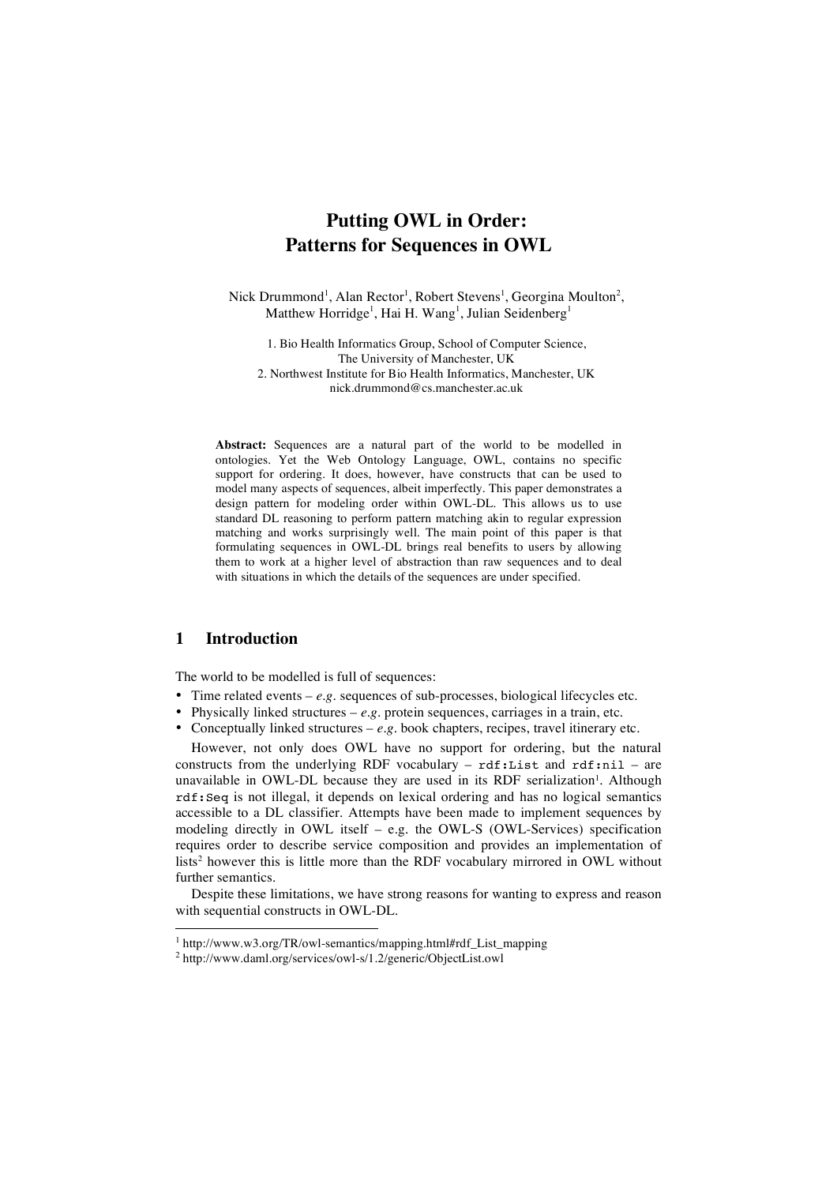# Putting OWL in Order: Patterns for Sequences in OWL

Nick Drummond[1], Alan Rector[1], Robert Stevens[1], Georgina Moulton[2], Matthew Horridge[1], Hai H. Wang[1], Julian Seidenberg[1]

1. Bio Health Informatics Group, School of Computer Science, The University of Manchester, UK
2. Northwest Institute for Bio Health Informatics, Manchester, UK
nick.drummond@cs.manchester.ac.uk

**Abstract:** Sequences are a natural part of the world to be modelled in ontologies. Yet the Web Ontology Language, OWL, contains no specific support for ordering. It does, however, have constructs that can be used to model many aspects of sequences, albeit imperfectly. This paper demonstrates a design pattern for modeling order within OWL-DL. This allows us to use standard DL reasoning to perform pattern matching akin to regular expression matching and works surprisingly well. The main point of this paper is that formulating sequences in OWL-DL brings real benefits to users by allowing them to work at a higher level of abstraction than raw sequences and to deal with situations in which the details of the sequences are under specified.

## 1 Introduction

The world to be modelled is full of sequences:

- Time related events – *e.g.* sequences of sub-processes, biological lifecycles etc.
- Physically linked structures – *e.g.* protein sequences, carriages in a train, etc.
- Conceptually linked structures – *e.g.* book chapters, recipes, travel itinerary etc.

However, not only does OWL have no support for ordering, but the natural constructs from the underlying RDF vocabulary – `rdf:List` and `rdf:nil` – are unavailable in OWL-DL because they are used in its RDF serialization[1]. Although `rdf:Seq` is not illegal, it depends on lexical ordering and has no logical semantics accessible to a DL classifier. Attempts have been made to implement sequences by modeling directly in OWL itself – e.g. the OWL-S (OWL-Services) specification requires order to describe service composition and provides an implementation of lists[2] however this is little more than the RDF vocabulary mirrored in OWL without further semantics.

Despite these limitations, we have strong reasons for wanting to express and reason with sequential constructs in OWL-DL.

---

[1] http://www.w3.org/TR/owl-semantics/mapping.html#rdf_List_mapping

[2] http://www.daml.org/services/owl-s/1.2/generic/ObjectList.owl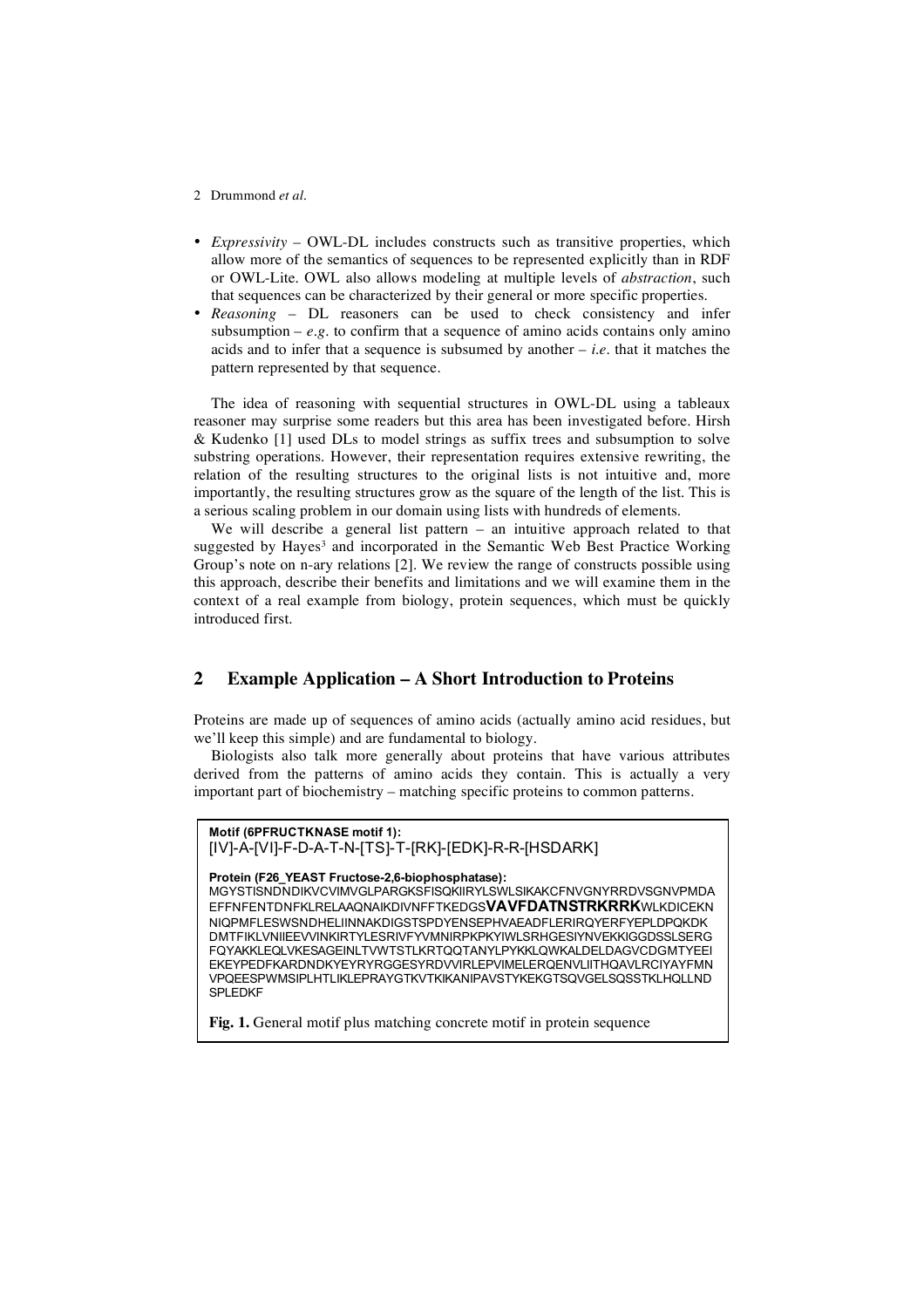- *Expressivity* – OWL-DL includes constructs such as transitive properties, which allow more of the semantics of sequences to be represented explicitly than in RDF or OWL-Lite. OWL also allows modeling at multiple levels of *abstraction*, such that sequences can be characterized by their general or more specific properties.
- *Reasoning* – DL reasoners can be used to check consistency and infer subsumption – *e.g.* to confirm that a sequence of amino acids contains only amino acids and to infer that a sequence is subsumed by another – *i.e.* that it matches the pattern represented by that sequence.

The idea of reasoning with sequential structures in OWL-DL using a tableaux reasoner may surprise some readers but this area has been investigated before. Hirsh & Kudenko [1] used DLs to model strings as suffix trees and subsumption to solve substring operations. However, their representation requires extensive rewriting, the relation of the resulting structures to the original lists is not intuitive and, more importantly, the resulting structures grow as the square of the length of the list. This is a serious scaling problem in our domain using lists with hundreds of elements.

We will describe a general list pattern – an intuitive approach related to that suggested by Hayes[3] and incorporated in the Semantic Web Best Practice Working Group's note on n-ary relations [2]. We review the range of constructs possible using this approach, describe their benefits and limitations and we will examine them in the context of a real example from biology, protein sequences, which must be quickly introduced first.

## 2 Example Application – A Short Introduction to Proteins

Proteins are made up of sequences of amino acids (actually amino acid residues, but we'll keep this simple) and are fundamental to biology.

Biologists also talk more generally about proteins that have various attributes derived from the patterns of amino acids they contain. This is actually a very important part of biochemistry – matching specific proteins to common patterns.

**Motif (6PFRUCTKNASE motif 1):**
[IV]-A-[VI]-F-D-A-T-N-[TS]-T-[RK]-[EDK]-R-R-[HSDARK]

**Protein (F26_YEAST Fructose-2,6-biophosphatase):**
MGYSTISNDNDIKVCVIMVGLPARGKSFISQKIIRYLSWLSIKAKCFNVGNYRRDVSGNVPMDA
EFFNFENTDNFKLRELAAQNAIKDIVNFFTKEDGS**VAVFDATNSTRKRRK**WLKDICEKN
NIQPMFLESWSNDHELIINNAKDIGSTSPDYENSEPHVAEADFLERIRQYERFYEPLDPQKDK
DMTFIKLVNIIEEVVINKIRTYLESRIVFYVMNIRPKPKYIWLSRHGESIYNVEKKIGGDSSLSERG
FQYAKKLEQLVKESAGEINLTVWTSTLKRTQQTANYLPYKKLQWKALDELDAGVCDGMTYEEI
EKEYPEDFKARDNDKYEYRYRGGESYRDVVIRLEPVIMELERQENVLIITHQAVLRCIYAYFMN
VPQEESPWMSIPLHTLIKLEPRAYGTKVTKIKANIPAVSTYKEKGTSQVGELSQSSTKLHQLLND
SPLEDKF

**Fig. 1.** General motif plus matching concrete motif in protein sequence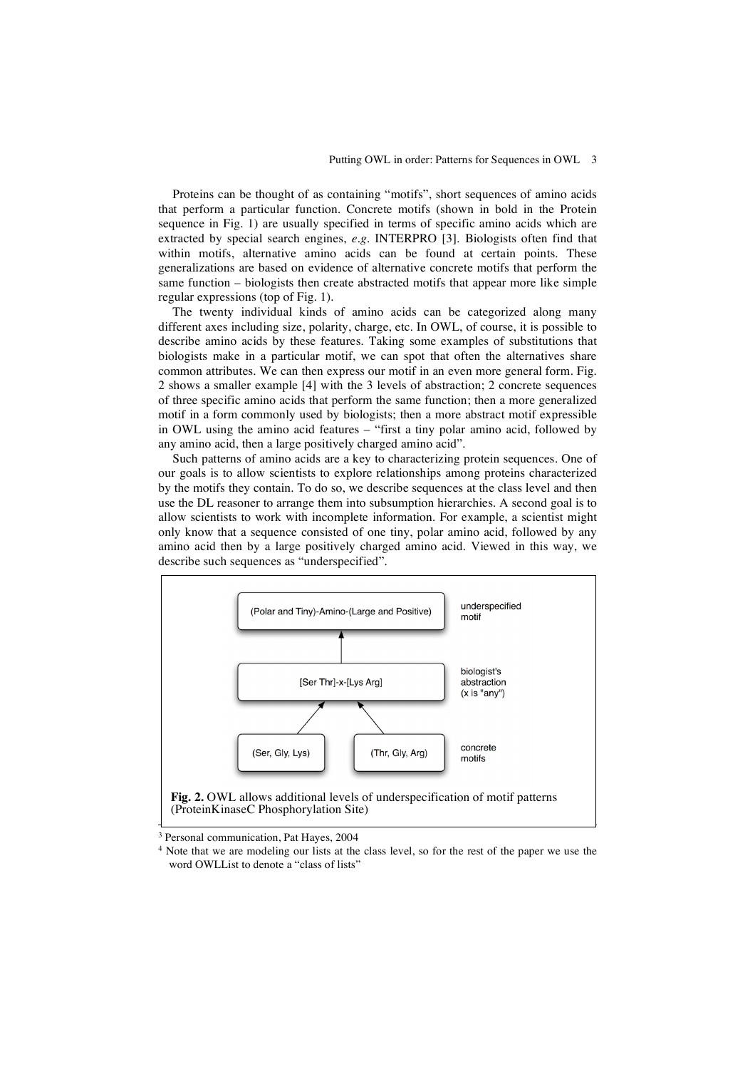Proteins can be thought of as containing "motifs", short sequences of amino acids that perform a particular function. Concrete motifs (shown in bold in the Protein sequence in Fig. 1) are usually specified in terms of specific amino acids which are extracted by special search engines, *e.g.* INTERPRO [3]. Biologists often find that within motifs, alternative amino acids can be found at certain points. These generalizations are based on evidence of alternative concrete motifs that perform the same function – biologists then create abstracted motifs that appear more like simple regular expressions (top of Fig. 1).

The twenty individual kinds of amino acids can be categorized along many different axes including size, polarity, charge, etc. In OWL, of course, it is possible to describe amino acids by these features. Taking some examples of substitutions that biologists make in a particular motif, we can spot that often the alternatives share common attributes. We can then express our motif in an even more general form. Fig. 2 shows a smaller example [4] with the 3 levels of abstraction; 2 concrete sequences of three specific amino acids that perform the same function; then a more generalized motif in a form commonly used by biologists; then a more abstract motif expressible in OWL using the amino acid features – "first a tiny polar amino acid, followed by any amino acid, then a large positively charged amino acid".

Such patterns of amino acids are a key to characterizing protein sequences. One of our goals is to allow scientists to explore relationships among proteins characterized by the motifs they contain. To do so, we describe sequences at the class level and then use the DL reasoner to arrange them into subsumption hierarchies. A second goal is to allow scientists to work with incomplete information. For example, a scientist might only know that a sequence consisted of one tiny, polar amino acid, followed by any amino acid then by a large positively charged amino acid. Viewed in this way, we describe such sequences as "underspecified".

(Polar and Tiny)-Amino-(Large and Positive) — underspecified motif

[Ser Thr]-x-[Lys Arg] — biologist's abstraction (x is "any")

(Ser, Gly, Lys) (Thr, Gly, Arg) — concrete motifs

**Fig. 2.** OWL allows additional levels of underspecification of motif patterns (ProteinKinaseC Phosphorylation Site)

[3] Personal communication, Pat Hayes, 2004

[4] Note that we are modeling our lists at the class level, so for the rest of the paper we use the word OWLList to denote a "class of lists"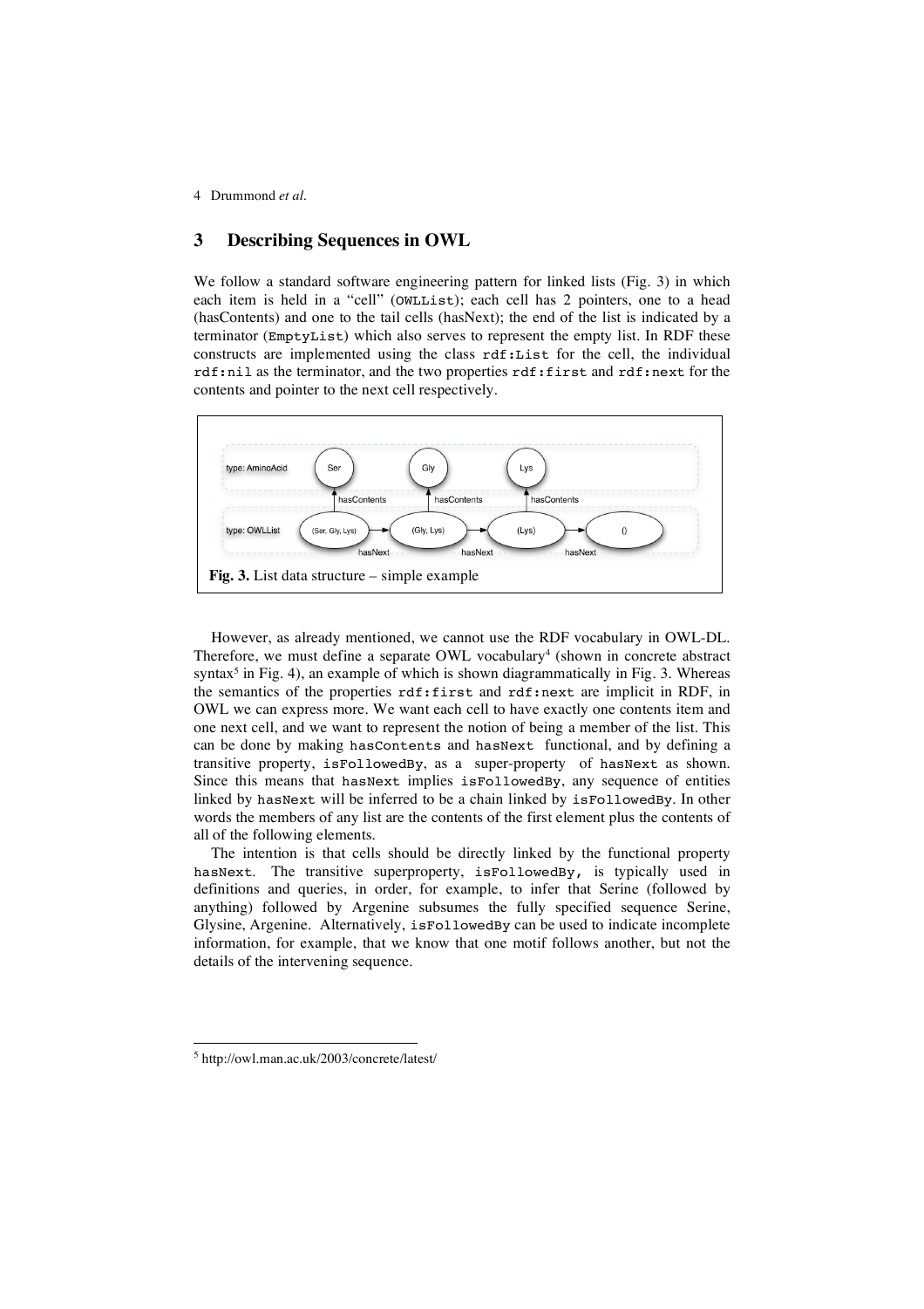## 3 Describing Sequences in OWL

We follow a standard software engineering pattern for linked lists (Fig. 3) in which each item is held in a "cell" (`OWLList`); each cell has 2 pointers, one to a head (hasContents) and one to the tail cells (hasNext); the end of the list is indicated by a terminator (`EmptyList`) which also serves to represent the empty list. In RDF these constructs are implemented using the class `rdf:List` for the cell, the individual `rdf:nil` as the terminator, and the two properties `rdf:first` and `rdf:next` for the contents and pointer to the next cell respectively.

**Fig. 3.** List data structure – simple example

However, as already mentioned, we cannot use the RDF vocabulary in OWL-DL. Therefore, we must define a separate OWL vocabulary[4] (shown in concrete abstract syntax[5] in Fig. 4), an example of which is shown diagrammatically in Fig. 3. Whereas the semantics of the properties `rdf:first` and `rdf:next` are implicit in RDF, in OWL we can express more. We want each cell to have exactly one contents item and one next cell, and we want to represent the notion of being a member of the list. This can be done by making `hasContents` and `hasNext` functional, and by defining a transitive property, `isFollowedBy`, as a super-property of `hasNext` as shown. Since this means that `hasNext` implies `isFollowedBy`, any sequence of entities linked by `hasNext` will be inferred to be a chain linked by `isFollowedBy`. In other words the members of any list are the contents of the first element plus the contents of all of the following elements.

The intention is that cells should be directly linked by the functional property `hasNext`. The transitive superproperty, `isFollowedBy`, is typically used in definitions and queries, in order, for example, to infer that Serine (followed by anything) followed by Argenine subsumes the fully specified sequence Serine, Glysine, Argenine. Alternatively, `isFollowedBy` can be used to indicate incomplete information, for example, that we know that one motif follows another, but not the details of the intervening sequence.

[5] http://owl.man.ac.uk/2003/concrete/latest/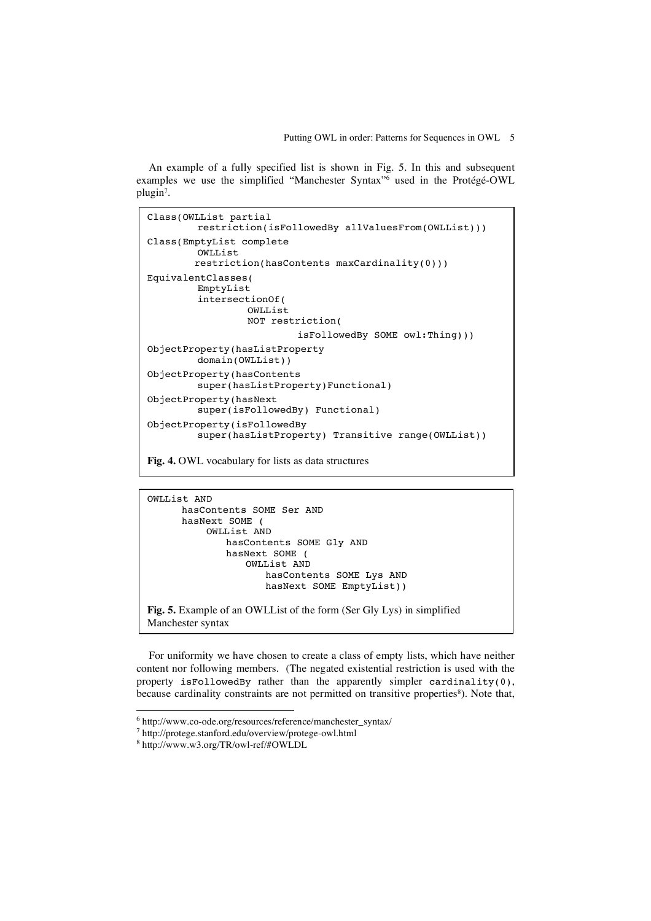An example of a fully specified list is shown in Fig. 5. In this and subsequent examples we use the simplified "Manchester Syntax"[6] used in the Protégé-OWL plugin[7].

```
Class(OWLList partial
        restriction(isFollowedBy allValuesFrom(OWLList)))
Class(EmptyList complete
        OWLList
        restriction(hasContents maxCardinality(0)))
EquivalentClasses(
        EmptyList
        intersectionOf(
                OWLList
                NOT restriction(
                        isFollowedBy SOME owl:Thing)))
ObjectProperty(hasListProperty
        domain(OWLList))
ObjectProperty(hasContents
        super(hasListProperty)Functional)
ObjectProperty(hasNext
        super(isFollowedBy) Functional)
ObjectProperty(isFollowedBy
        super(hasListProperty) Transitive range(OWLList))
```

**Fig. 4.** OWL vocabulary for lists as data structures

```
OWLList AND
      hasContents SOME Ser AND
      hasNext SOME (
          OWLList AND
              hasContents SOME Gly AND
              hasNext SOME (
                  OWLList AND
                      hasContents SOME Lys AND
                      hasNext SOME EmptyList))
```

**Fig. 5.** Example of an OWLList of the form (Ser Gly Lys) in simplified Manchester syntax

For uniformity we have chosen to create a class of empty lists, which have neither content nor following members. (The negated existential restriction is used with the property `isFollowedBy` rather than the apparently simpler `cardinality(0)`, because cardinality constraints are not permitted on transitive properties[8]). Note that,

[6] http://www.co-ode.org/resources/reference/manchester_syntax/

[7] http://protege.stanford.edu/overview/protege-owl.html

[8] http://www.w3.org/TR/owl-ref/#OWLDL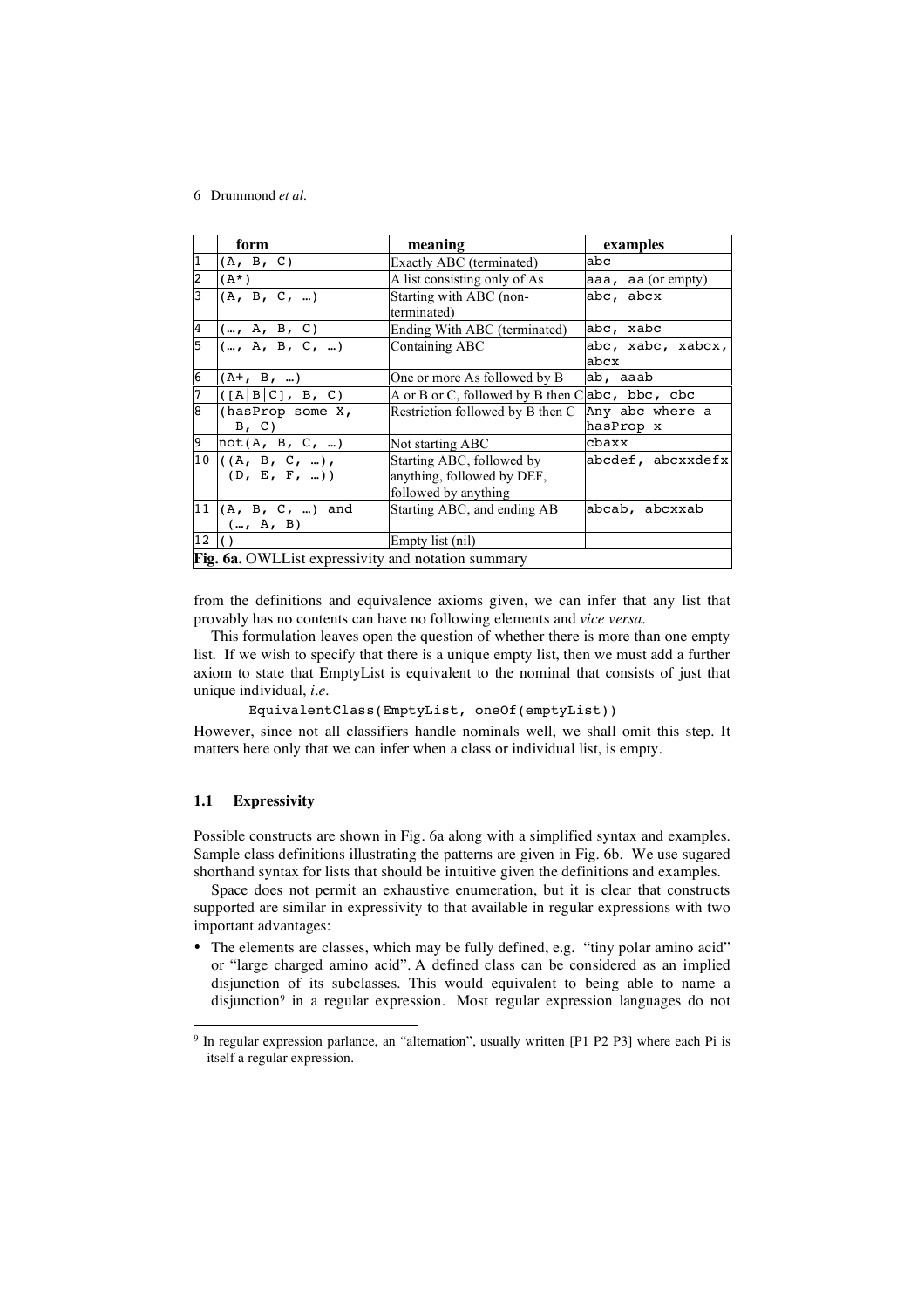|  | form | meaning | examples |
|---|---|---|---|
| 1 | (A, B, C) | Exactly ABC (terminated) | abc |
| 2 | (A*) | A list consisting only of As | aaa, aa (or empty) |
| 3 | (A, B, C, …) | Starting with ABC (non-terminated) | abc, abcx |
| 4 | (…, A, B, C) | Ending With ABC (terminated) | abc, xabc |
| 5 | (…, A, B, C, …) | Containing ABC | abc, xabc, xabcx, abcx |
| 6 | (A+, B, …) | One or more As followed by B | ab, aaab |
| 7 | ([A\|B\|C], B, C) | A or B or C, followed by B then C | abc, bbc, cbc |
| 8 | (hasProp some X, B, C) | Restriction followed by B then C | Any abc where a hasProp x |
| 9 | not(A, B, C, …) | Not starting ABC | cbaxx |
| 10 | ((A, B, C, …), (D, E, F, …)) | Starting ABC, followed by anything, followed by DEF, followed by anything | abcdef, abcxxdefx |
| 11 | (A, B, C, …) and (…, A, B) | Starting ABC, and ending AB | abcab, abcxxab |
| 12 | () | Empty list (nil) |  |

**Fig. 6a.** OWLList expressivity and notation summary

from the definitions and equivalence axioms given, we can infer that any list that provably has no contents can have no following elements and *vice versa*.

This formulation leaves open the question of whether there is more than one empty list. If we wish to specify that there is a unique empty list, then we must add a further axiom to state that EmptyList is equivalent to the nominal that consists of just that unique individual, *i.e*.

```
EquivalentClass(EmptyList, oneOf(emptyList))
```

However, since not all classifiers handle nominals well, we shall omit this step. It matters here only that we can infer when a class or individual list, is empty.

### 1.1 Expressivity

Possible constructs are shown in Fig. 6a along with a simplified syntax and examples. Sample class definitions illustrating the patterns are given in Fig. 6b. We use sugared shorthand syntax for lists that should be intuitive given the definitions and examples.

Space does not permit an exhaustive enumeration, but it is clear that constructs supported are similar in expressivity to that available in regular expressions with two important advantages:

- The elements are classes, which may be fully defined, e.g. "tiny polar amino acid" or "large charged amino acid". A defined class can be considered as an implied disjunction of its subclasses. This would equivalent to being able to name a disjunction[9] in a regular expression. Most regular expression languages do not

[9] In regular expression parlance, an "alternation", usually written [P1 P2 P3] where each Pi is itself a regular expression.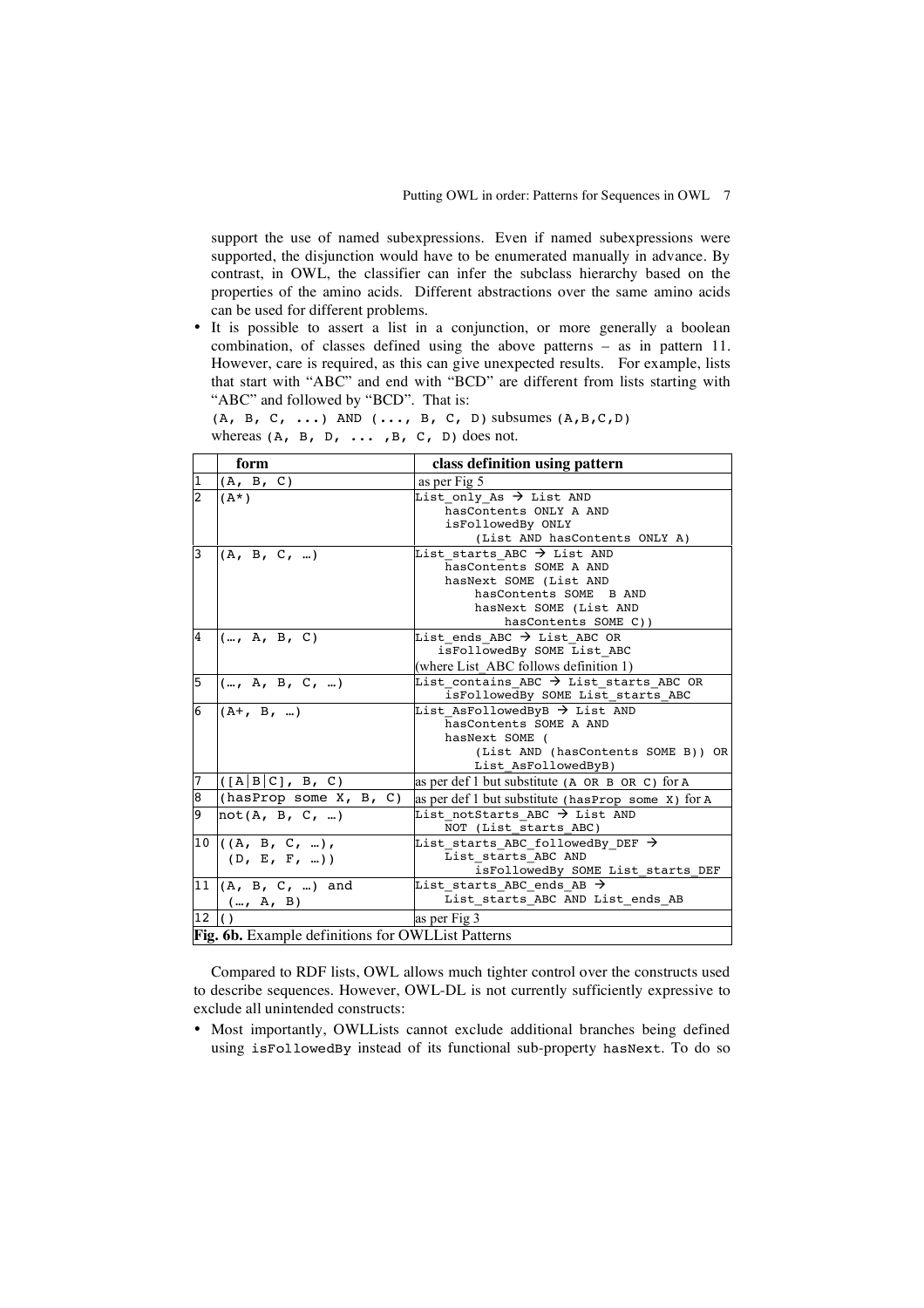support the use of named subexpressions. Even if named subexpressions were supported, the disjunction would have to be enumerated manually in advance. By contrast, in OWL, the classifier can infer the subclass hierarchy based on the properties of the amino acids. Different abstractions over the same amino acids can be used for different problems.

- It is possible to assert a list in a conjunction, or more generally a boolean combination, of classes defined using the above patterns – as in pattern 11. However, care is required, as this can give unexpected results. For example, lists that start with "ABC" and end with "BCD" are different from lists starting with "ABC" and followed by "BCD". That is:
  `(A, B, C, ...) AND (..., B, C, D)` subsumes `(A,B,C,D)` whereas `(A, B, D, ... ,B, C, D)` does not.

| | form | class definition using pattern |
|---|---|---|
| 1 | `(A, B, C)` | as per Fig 5 |
| 2 | `(A*)` | `List_only_As → List AND hasContents ONLY A AND isFollowedBy ONLY (List AND hasContents ONLY A)` |
| 3 | `(A, B, C, …)` | `List_starts_ABC → List AND hasContents SOME A AND hasNext SOME (List AND hasContents SOME B AND hasNext SOME (List AND hasContents SOME C))` |
| 4 | `(…, A, B, C)` | `List_ends_ABC → List_ABC OR isFollowedBy SOME List_ABC` (where List_ABC follows definition 1) |
| 5 | `(…, A, B, C, …)` | `List_contains_ABC → List_starts_ABC OR isFollowedBy SOME List_starts_ABC` |
| 6 | `(A+, B, …)` | `List_AsFollowedByB → List AND hasContents SOME A AND hasNext SOME ( (List AND (hasContents SOME B)) OR List_AsFollowedByB)` |
| 7 | `([A|B|C], B, C)` | as per def 1 but substitute `(A OR B OR C)` for `A` |
| 8 | `(hasProp some X, B, C)` | as per def 1 but substitute `(hasProp some X)` for `A` |
| 9 | `not(A, B, C, …)` | `List_notStarts_ABC → List AND NOT (List_starts_ABC)` |
| 10 | `((A, B, C, …), (D, E, F, …))` | `List_starts_ABC_followedBy_DEF → List_starts_ABC AND isFollowedBy SOME List_starts_DEF` |
| 11 | `(A, B, C, …) and (…, A, B)` | `List_starts_ABC_ends_AB → List_starts_ABC AND List_ends_AB` |
| 12 | `()` | as per Fig 3 |

**Fig. 6b.** Example definitions for OWLList Patterns

Compared to RDF lists, OWL allows much tighter control over the constructs used to describe sequences. However, OWL-DL is not currently sufficiently expressive to exclude all unintended constructs:

- Most importantly, OWLLists cannot exclude additional branches being defined using `isFollowedBy` instead of its functional sub-property `hasNext`. To do so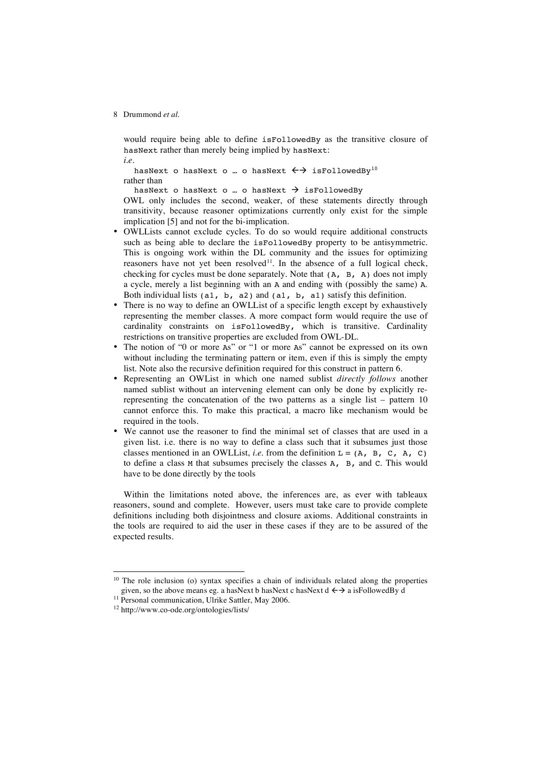would require being able to define `isFollowedBy` as the transitive closure of `hasNext` rather than merely being implied by `hasNext`:
*i.e*.

```
hasNext o hasNext o … o hasNext ←→ isFollowedBy
```
[10]

rather than

```
hasNext o hasNext o … o hasNext → isFollowedBy
```

OWL only includes the second, weaker, of these statements directly through transitivity, because reasoner optimizations currently only exist for the simple implication [5] and not for the bi-implication.

- OWLLists cannot exclude cycles. To do so would require additional constructs such as being able to declare the `isFollowedBy` property to be antisymmetric. This is ongoing work within the DL community and the issues for optimizing reasoners have not yet been resolved[11]. In the absence of a full logical check, checking for cycles must be done separately. Note that `(A, B, A)` does not imply a cycle, merely a list beginning with an `A` and ending with (possibly the same) `A`. Both individual lists `(a1, b, a2)` and `(a1, b, a1)` satisfy this definition.
- There is no way to define an OWLList of a specific length except by exhaustively representing the member classes. A more compact form would require the use of cardinality constraints on `isFollowedBy`, which is transitive. Cardinality restrictions on transitive properties are excluded from OWL-DL.
- The notion of "0 or more `A`s" or "1 or more `A`s" cannot be expressed on its own without including the terminating pattern or item, even if this is simply the empty list. Note also the recursive definition required for this construct in pattern 6.
- Representing an OWList in which one named sublist *directly follows* another named sublist without an intervening element can only be done by explicitly re-representing the concatenation of the two patterns as a single list – pattern 10 cannot enforce this. To make this practical, a macro like mechanism would be required in the tools.
- We cannot use the reasoner to find the minimal set of classes that are used in a given list. i.e. there is no way to define a class such that it subsumes just those classes mentioned in an OWLList, *i.e.* from the definition `L = (A, B, C, A, C)` to define a class `M` that subsumes precisely the classes `A, B,` and `C`. This would have to be done directly by the tools

Within the limitations noted above, the inferences are, as ever with tableaux reasoners, sound and complete. However, users must take care to provide complete definitions including both disjointness and closure axioms. Additional constraints in the tools are required to aid the user in these cases if they are to be assured of the expected results.

---

[10] The role inclusion (o) syntax specifies a chain of individuals related along the properties given, so the above means eg. a hasNext b hasNext c hasNext d ←→ a isFollowedBy d

[11] Personal communication, Ulrike Sattler, May 2006.

[12] http://www.co-ode.org/ontologies/lists/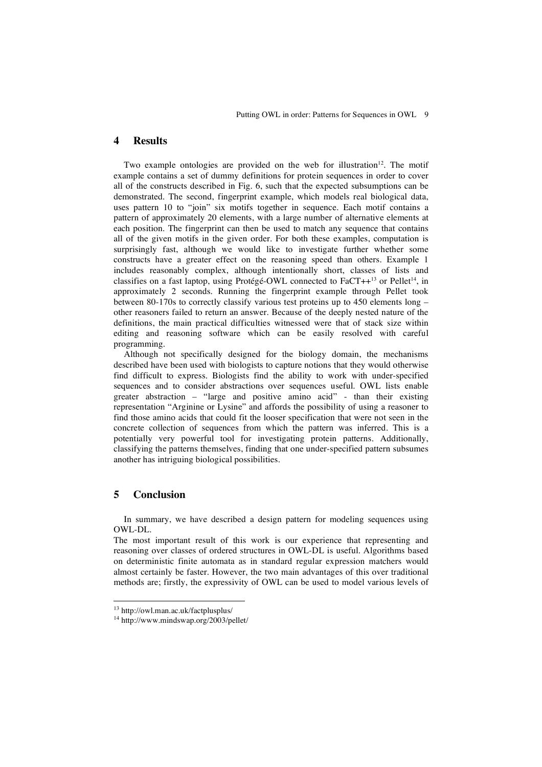## 4 Results

Two example ontologies are provided on the web for illustration[12]. The motif example contains a set of dummy definitions for protein sequences in order to cover all of the constructs described in Fig. 6, such that the expected subsumptions can be demonstrated. The second, fingerprint example, which models real biological data, uses pattern 10 to "join" six motifs together in sequence. Each motif contains a pattern of approximately 20 elements, with a large number of alternative elements at each position. The fingerprint can then be used to match any sequence that contains all of the given motifs in the given order. For both these examples, computation is surprisingly fast, although we would like to investigate further whether some constructs have a greater effect on the reasoning speed than others. Example 1 includes reasonably complex, although intentionally short, classes of lists and classifies on a fast laptop, using Protégé-OWL connected to FaCT++[13] or Pellet[14], in approximately 2 seconds. Running the fingerprint example through Pellet took between 80-170s to correctly classify various test proteins up to 450 elements long – other reasoners failed to return an answer. Because of the deeply nested nature of the definitions, the main practical difficulties witnessed were that of stack size within editing and reasoning software which can be easily resolved with careful programming.

Although not specifically designed for the biology domain, the mechanisms described have been used with biologists to capture notions that they would otherwise find difficult to express. Biologists find the ability to work with under-specified sequences and to consider abstractions over sequences useful. OWL lists enable greater abstraction – "large and positive amino acid" - than their existing representation "Arginine or Lysine" and affords the possibility of using a reasoner to find those amino acids that could fit the looser specification that were not seen in the concrete collection of sequences from which the pattern was inferred. This is a potentially very powerful tool for investigating protein patterns. Additionally, classifying the patterns themselves, finding that one under-specified pattern subsumes another has intriguing biological possibilities.

## 5 Conclusion

In summary, we have described a design pattern for modeling sequences using OWL-DL.

The most important result of this work is our experience that representing and reasoning over classes of ordered structures in OWL-DL is useful. Algorithms based on deterministic finite automata as in standard regular expression matchers would almost certainly be faster. However, the two main advantages of this over traditional methods are; firstly, the expressivity of OWL can be used to model various levels of

---

[13] http://owl.man.ac.uk/factplusplus/

[14] http://www.mindswap.org/2003/pellet/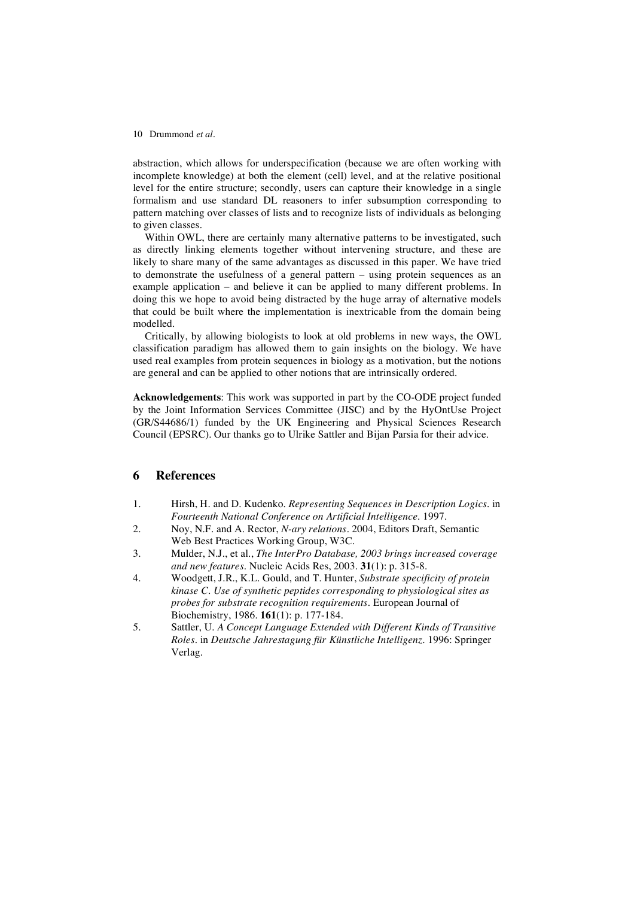abstraction, which allows for underspecification (because we are often working with incomplete knowledge) at both the element (cell) level, and at the relative positional level for the entire structure; secondly, users can capture their knowledge in a single formalism and use standard DL reasoners to infer subsumption corresponding to pattern matching over classes of lists and to recognize lists of individuals as belonging to given classes.

Within OWL, there are certainly many alternative patterns to be investigated, such as directly linking elements together without intervening structure, and these are likely to share many of the same advantages as discussed in this paper. We have tried to demonstrate the usefulness of a general pattern – using protein sequences as an example application – and believe it can be applied to many different problems. In doing this we hope to avoid being distracted by the huge array of alternative models that could be built where the implementation is inextricable from the domain being modelled.

Critically, by allowing biologists to look at old problems in new ways, the OWL classification paradigm has allowed them to gain insights on the biology. We have used real examples from protein sequences in biology as a motivation, but the notions are general and can be applied to other notions that are intrinsically ordered.

**Acknowledgements**: This work was supported in part by the CO-ODE project funded by the Joint Information Services Committee (JISC) and by the HyOntUse Project (GR/S44686/1) funded by the UK Engineering and Physical Sciences Research Council (EPSRC). Our thanks go to Ulrike Sattler and Bijan Parsia for their advice.

## 6 References

1. Hirsh, H. and D. Kudenko. *Representing Sequences in Description Logics*. in *Fourteenth National Conference on Artificial Intelligence*. 1997.
2. Noy, N.F. and A. Rector, *N-ary relations*. 2004, Editors Draft, Semantic Web Best Practices Working Group, W3C.
3. Mulder, N.J., et al., *The InterPro Database, 2003 brings increased coverage and new features*. Nucleic Acids Res, 2003. **31**(1): p. 315-8.
4. Woodgett, J.R., K.L. Gould, and T. Hunter, *Substrate specificity of protein kinase C. Use of synthetic peptides corresponding to physiological sites as probes for substrate recognition requirements*. European Journal of Biochemistry, 1986. **161**(1): p. 177-184.
5. Sattler, U. *A Concept Language Extended with Different Kinds of Transitive Roles*. in *Deutsche Jahrestagung für Künstliche Intelligenz*. 1996: Springer Verlag.